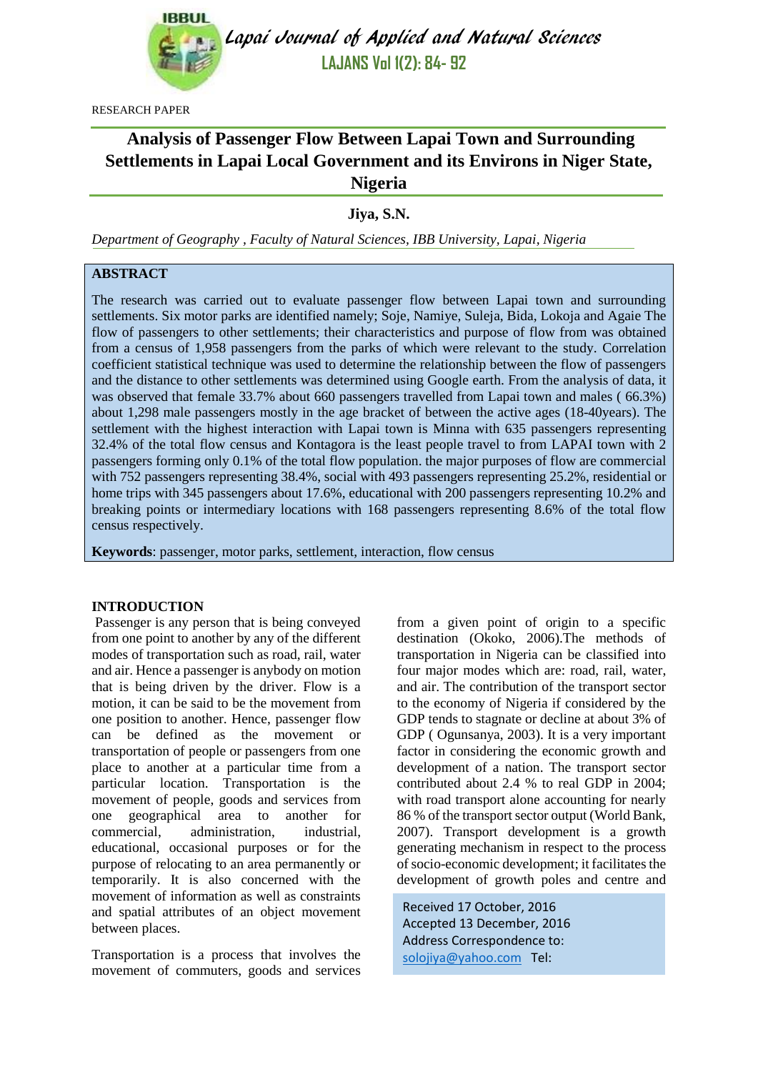RESEARCH PAPER

# Analysis of Passenger Flow Between Lapai Town and Surrounding Settlements in Lapai Local Government and its Environs in Niger State, Nigeria

**Jiya, S.N.**

*Department of Geography , Faculty of Natural Sciences, IBB University, Lapai, Nigeria*

## ABSTRACT

The research was carried out to evaluate passenger flow between Lapai town and surrounding settlements. Six motor parks are identified namely; Soje, Namiye, Suleja, Bida, Lokoja and Agaie The flow of passengers to other settlements; their characteristics and purpose of flow from was obtained from a census of 1,958 passengers from the parks of which were relevant to the study. Correlation coefficient statistical technique was used to determine the relationship between the flow of passengers and the distance to other settlements was determined using Google earth. From the analysis of data, it was observed that female 33.7% about 660 passengers travelled from Lapai town and males ( 66.3%) about 1,298 male passengers mostly in the age bracket of between the active ages (18-40years). The settlement with the highest interaction with Lapai town is Minna with 635 passengers representing 32.4% of the total flow census and Kontagora is the least people travel to from LAPAI town with 2 passengers forming only 0.1% of the total flow population. the major purposes of flow are commercial with 752 passengers representing 38.4%, social with 493 passengers representing 25.2%, residential or home trips with 345 passengers about 17.6%, educational with 200 passengers representing 10.2% and breaking points or intermediary locations with 168 passengers representing 8.6% of the total flow census respectively.

**Keywords**: passenger, motor parks, settlement, interaction, flow census

## INTRODUCTION

Passenger is any person that is being conveyed from one point to another by any of the different modes of transportation such as road, rail, water and air. Hence a passenger is anybody on motion that is being driven by the driver. Flow is a motion, it can be said to be the movement from one position to another. Hence, passenger flow can be defined as the movement or transportation of people or passengers from one place to another at a particular time from a particular location. Transportation is the movement of people, goods and services from one geographical area to another for commercial, administration, industrial, educational, occasional purposes or for the purpose of relocating to an area permanently or temporarily. It is also concerned with the movement of information as well as constraints and spatial attributes of an object movement between places.

Transportation is a process that involves the movement of commuters, goods and services from a given point of origin to a specific destination (Okoko, 2006).The methods of transportation in Nigeria can be classified into four major modes which are: road, rail, water, and air. The contribution of the transport sector to the economy of Nigeria if considered by the GDP tends to stagnate or decline at about 3% of GDP ( Ogunsanya, 2003). It is a very important factor in considering the economic growth and development of a nation. The transport sector contributed about 2.4 % to real GDP in 2004; with road transport alone accounting for nearly 86 % of the transport sector output (World Bank, 2007). Transport development is a growth generating mechanism in respect to the process of socio-economic development; it facilitates the development of growth poles and centre and

Received 17 October, 2016
Accepted 13 December, 2016
Address Correspondence to:
solojiya@yahoo.com Tel: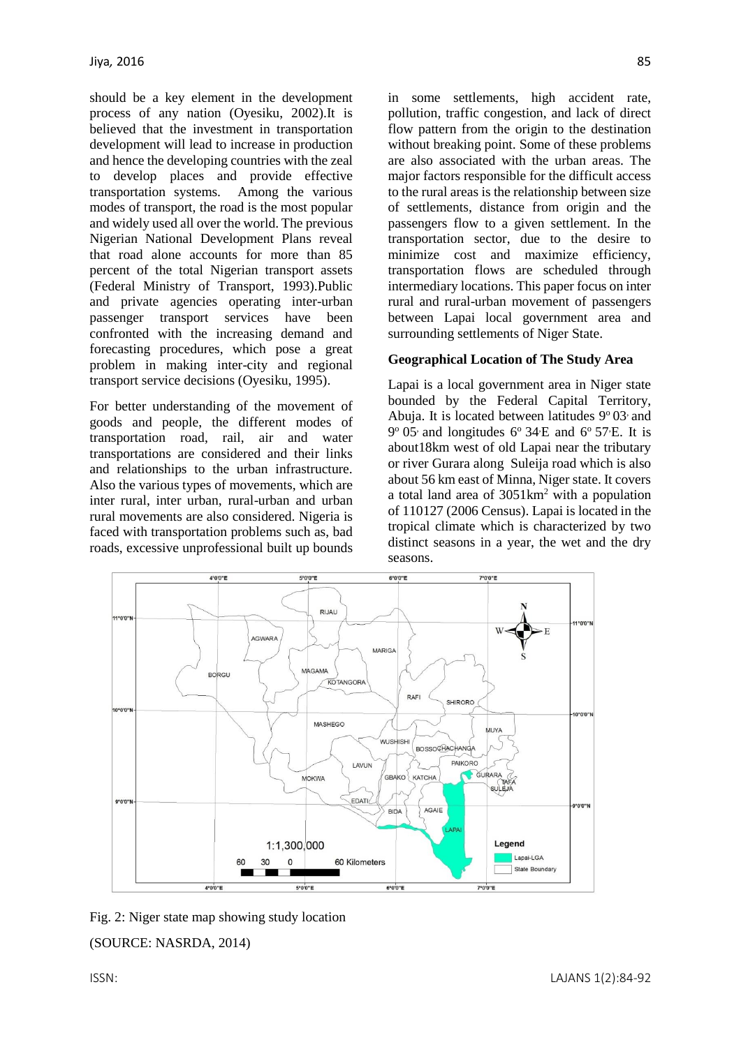should be a key element in the development process of any nation (Oyesiku, 2002).It is believed that the investment in transportation development will lead to increase in production and hence the developing countries with the zeal to develop places and provide effective transportation systems. Among the various modes of transport, the road is the most popular and widely used all over the world. The previous Nigerian National Development Plans reveal that road alone accounts for more than 85 percent of the total Nigerian transport assets (Federal Ministry of Transport, 1993).Public and private agencies operating inter-urban passenger transport services have been confronted with the increasing demand and forecasting procedures, which pose a great problem in making inter-city and regional transport service decisions (Oyesiku, 1995).

For better understanding of the movement of goods and people, the different modes of transportation road, rail, air and water transportations are considered and their links and relationships to the urban infrastructure. Also the various types of movements, which are inter rural, inter urban, rural-urban and urban rural movements are also considered. Nigeria is faced with transportation problems such as, bad roads, excessive unprofessional built up bounds in some settlements, high accident rate, pollution, traffic congestion, and lack of direct flow pattern from the origin to the destination without breaking point. Some of these problems are also associated with the urban areas. The major factors responsible for the difficult access to the rural areas is the relationship between size of settlements, distance from origin and the passengers flow to a given settlement. In the transportation sector, due to the desire to minimize cost and maximize efficiency, transportation flows are scheduled through intermediary locations. This paper focus on inter rural and rural-urban movement of passengers between Lapai local government area and surrounding settlements of Niger State.

**Geographical Location of The Study Area**

Lapai is a local government area in Niger state bounded by the Federal Capital Territory, Abuja. It is located between latitudes 9° 03' and 9° 05' and longitudes 6° 34'E and 6° 57'E. It is about18km west of old Lapai near the tributary or river Gurara along Suleija road which is also about 56 km east of Minna, Niger state. It covers a total land area of 3051km$^2$ with a population of 110127 (2006 Census). Lapai is located in the tropical climate which is characterized by two distinct seasons in a year, the wet and the dry seasons.

Fig. 2: Niger state map showing study location

(SOURCE: NASRDA, 2014)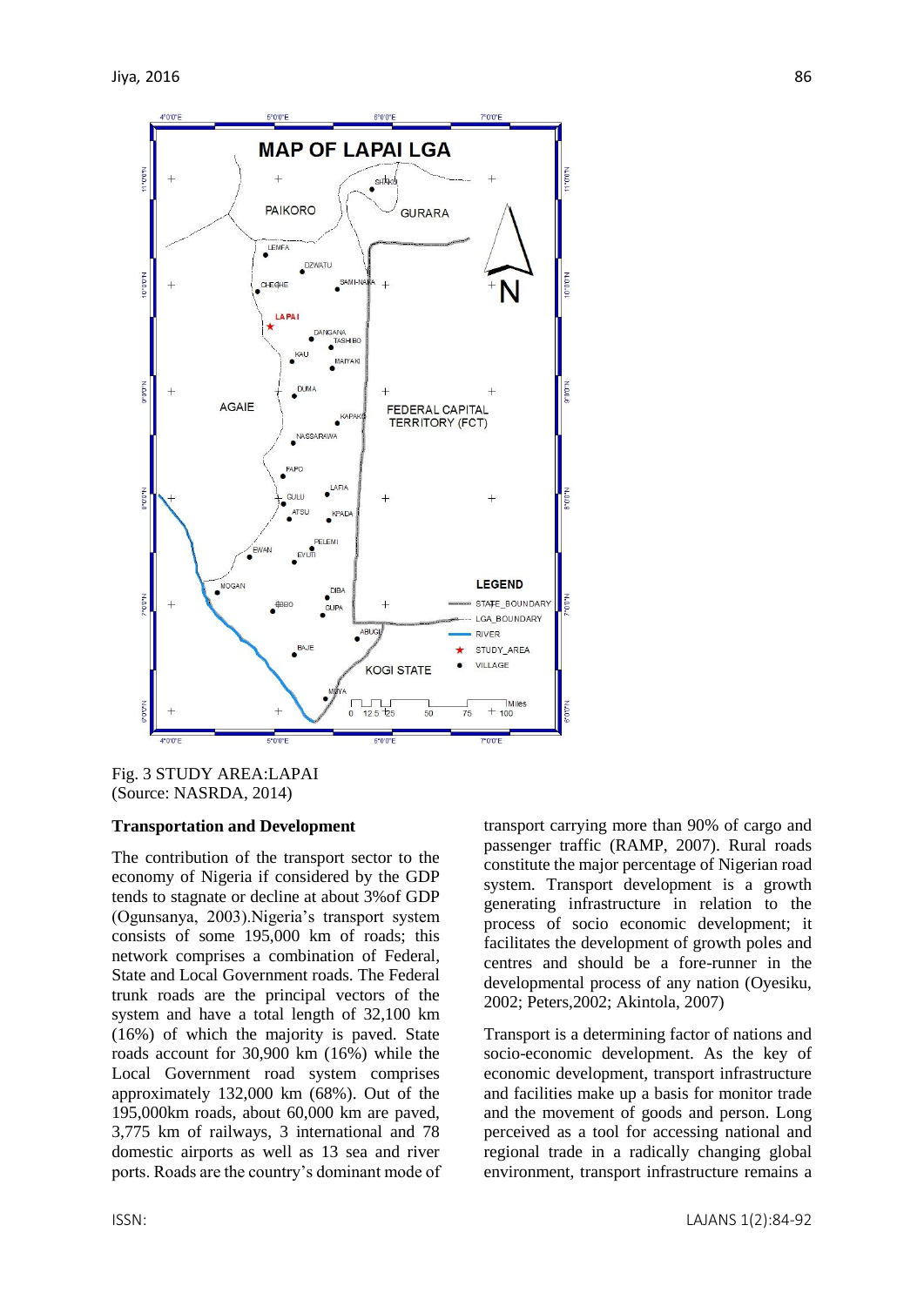Fig. 3 STUDY AREA:LAPAI
(Source: NASRDA, 2014)

**Transportation and Development**

The contribution of the transport sector to the economy of Nigeria if considered by the GDP tends to stagnate or decline at about 3%of GDP (Ogunsanya, 2003).Nigeria's transport system consists of some 195,000 km of roads; this network comprises a combination of Federal, State and Local Government roads. The Federal trunk roads are the principal vectors of the system and have a total length of 32,100 km (16%) of which the majority is paved. State roads account for 30,900 km (16%) while the Local Government road system comprises approximately 132,000 km (68%). Out of the 195,000km roads, about 60,000 km are paved, 3,775 km of railways, 3 international and 78 domestic airports as well as 13 sea and river ports. Roads are the country's dominant mode of transport carrying more than 90% of cargo and passenger traffic (RAMP, 2007). Rural roads constitute the major percentage of Nigerian road system. Transport development is a growth generating infrastructure in relation to the process of socio economic development; it facilitates the development of growth poles and centres and should be a fore-runner in the developmental process of any nation (Oyesiku, 2002; Peters,2002; Akintola, 2007)

Transport is a determining factor of nations and socio-economic development. As the key of economic development, transport infrastructure and facilities make up a basis for monitor trade and the movement of goods and person. Long perceived as a tool for accessing national and regional trade in a radically changing global environment, transport infrastructure remains a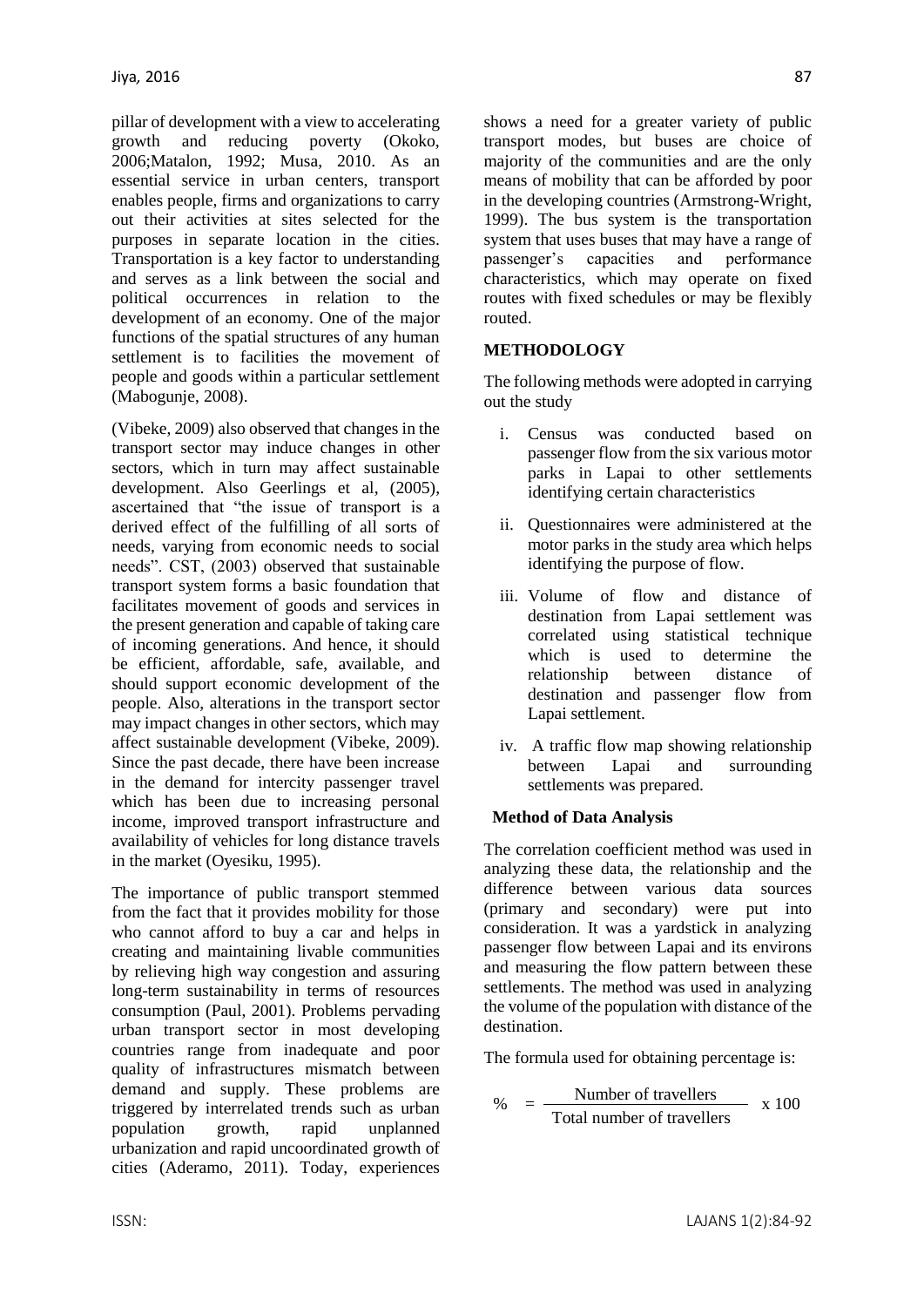pillar of development with a view to accelerating growth and reducing poverty (Okoko, 2006;Matalon, 1992; Musa, 2010. As an essential service in urban centers, transport enables people, firms and organizations to carry out their activities at sites selected for the purposes in separate location in the cities. Transportation is a key factor to understanding and serves as a link between the social and political occurrences in relation to the development of an economy. One of the major functions of the spatial structures of any human settlement is to facilities the movement of people and goods within a particular settlement (Mabogunje, 2008).

(Vibeke, 2009) also observed that changes in the transport sector may induce changes in other sectors, which in turn may affect sustainable development. Also Geerlings et al, (2005), ascertained that "the issue of transport is a derived effect of the fulfilling of all sorts of needs, varying from economic needs to social needs". CST, (2003) observed that sustainable transport system forms a basic foundation that facilitates movement of goods and services in the present generation and capable of taking care of incoming generations. And hence, it should be efficient, affordable, safe, available, and should support economic development of the people. Also, alterations in the transport sector may impact changes in other sectors, which may affect sustainable development (Vibeke, 2009). Since the past decade, there have been increase in the demand for intercity passenger travel which has been due to increasing personal income, improved transport infrastructure and availability of vehicles for long distance travels in the market (Oyesiku, 1995).

The importance of public transport stemmed from the fact that it provides mobility for those who cannot afford to buy a car and helps in creating and maintaining livable communities by relieving high way congestion and assuring long-term sustainability in terms of resources consumption (Paul, 2001). Problems pervading urban transport sector in most developing countries range from inadequate and poor quality of infrastructures mismatch between demand and supply. These problems are triggered by interrelated trends such as urban population growth, rapid unplanned urbanization and rapid uncoordinated growth of cities (Aderamo, 2011). Today, experiences shows a need for a greater variety of public transport modes, but buses are choice of majority of the communities and are the only means of mobility that can be afforded by poor in the developing countries (Armstrong-Wright, 1999). The bus system is the transportation system that uses buses that may have a range of passenger's capacities and performance characteristics, which may operate on fixed routes with fixed schedules or may be flexibly routed.

## METHODOLOGY

The following methods were adopted in carrying out the study

i. Census was conducted based on passenger flow from the six various motor parks in Lapai to other settlements identifying certain characteristics

ii. Questionnaires were administered at the motor parks in the study area which helps identifying the purpose of flow.

iii. Volume of flow and distance of destination from Lapai settlement was correlated using statistical technique which is used to determine the relationship between distance of destination and passenger flow from Lapai settlement.

iv. A traffic flow map showing relationship between Lapai and surrounding settlements was prepared.

### Method of Data Analysis

The correlation coefficient method was used in analyzing these data, the relationship and the difference between various data sources (primary and secondary) were put into consideration. It was a yardstick in analyzing passenger flow between Lapai and its environs and measuring the flow pattern between these settlements. The method was used in analyzing the volume of the population with distance of the destination.

The formula used for obtaining percentage is:

$$\% = \frac{\text{Number of travellers}}{\text{Total number of travellers}} \times 100$$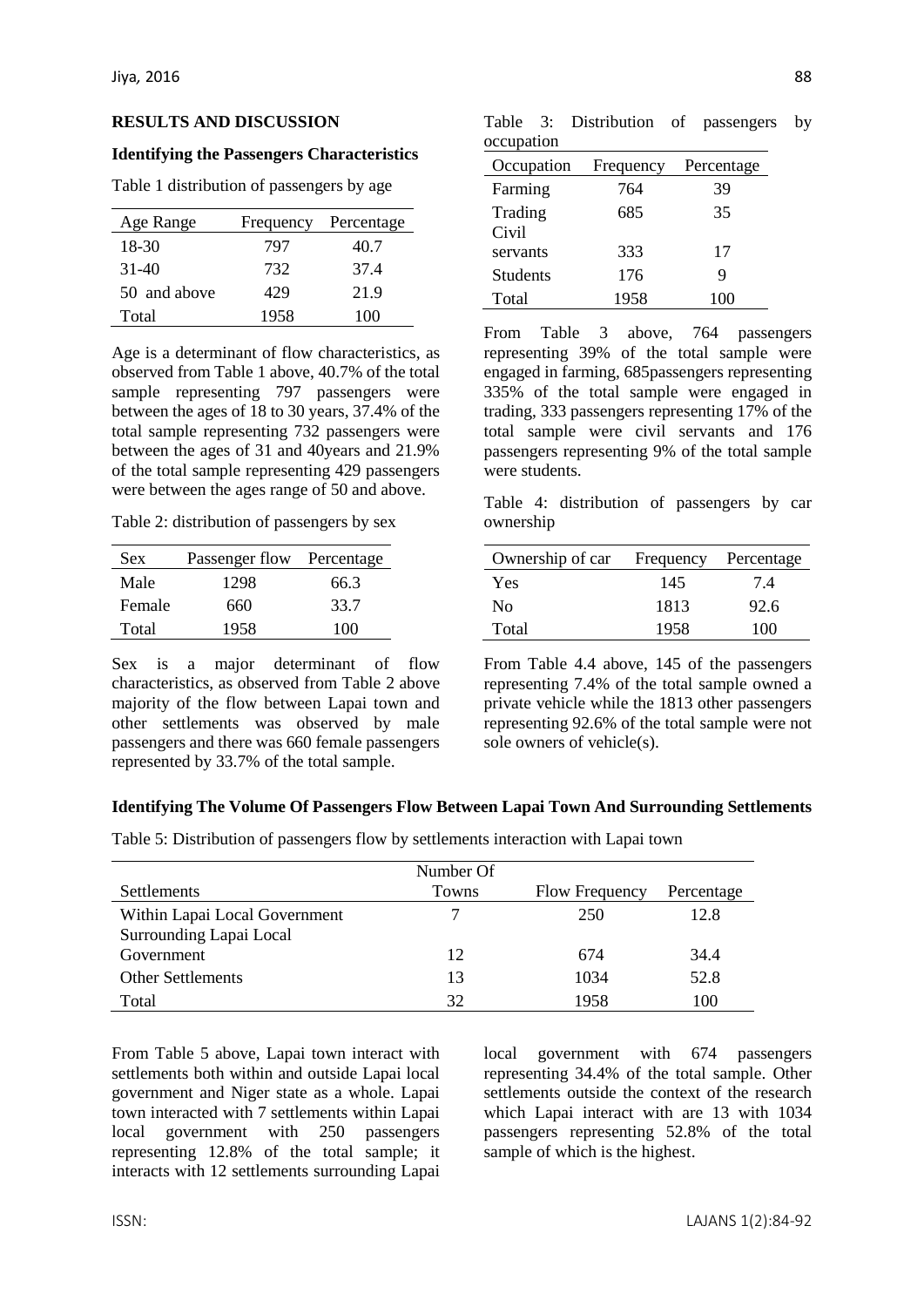## RESULTS AND DISCUSSION

### Identifying the Passengers Characteristics

Table 1 distribution of passengers by age

| Age Range | Frequency | Percentage |
|---|---|---|
| 18-30 | 797 | 40.7 |
| 31-40 | 732 | 37.4 |
| 50 and above | 429 | 21.9 |
| Total | 1958 | 100 |

Age is a determinant of flow characteristics, as observed from Table 1 above, 40.7% of the total sample representing 797 passengers were between the ages of 18 to 30 years, 37.4% of the total sample representing 732 passengers were between the ages of 31 and 40years and 21.9% of the total sample representing 429 passengers were between the ages range of 50 and above.

Table 2: distribution of passengers by sex

| Sex | Passenger flow | Percentage |
|---|---|---|
| Male | 1298 | 66.3 |
| Female | 660 | 33.7 |
| Total | 1958 | 100 |

Sex is a major determinant of flow characteristics, as observed from Table 2 above majority of the flow between Lapai town and other settlements was observed by male passengers and there was 660 female passengers represented by 33.7% of the total sample.

Table 3: Distribution of passengers by occupation

| Occupation | Frequency | Percentage |
|---|---|---|
| Farming | 764 | 39 |
| Trading | 685 | 35 |
| Civil servants | 333 | 17 |
| Students | 176 | 9 |
| Total | 1958 | 100 |

From Table 3 above, 764 passengers representing 39% of the total sample were engaged in farming, 685passengers representing 335% of the total sample were engaged in trading, 333 passengers representing 17% of the total sample were civil servants and 176 passengers representing 9% of the total sample were students.

Table 4: distribution of passengers by car ownership

| Ownership of car | Frequency | Percentage |
|---|---|---|
| Yes | 145 | 7.4 |
| No | 1813 | 92.6 |
| Total | 1958 | 100 |

From Table 4.4 above, 145 of the passengers representing 7.4% of the total sample owned a private vehicle while the 1813 other passengers representing 92.6% of the total sample were not sole owners of vehicle(s).

### Identifying The Volume Of Passengers Flow Between Lapai Town And Surrounding Settlements

Table 5: Distribution of passengers flow by settlements interaction with Lapai town

| Settlements | Number Of Towns | Flow Frequency | Percentage |
|---|---|---|---|
| Within Lapai Local Government | 7 | 250 | 12.8 |
| Surrounding Lapai Local Government | 12 | 674 | 34.4 |
| Other Settlements | 13 | 1034 | 52.8 |
| Total | 32 | 1958 | 100 |

From Table 5 above, Lapai town interact with settlements both within and outside Lapai local government and Niger state as a whole. Lapai town interacted with 7 settlements within Lapai local government with 250 passengers representing 12.8% of the total sample; it interacts with 12 settlements surrounding Lapai local government with 674 passengers representing 34.4% of the total sample. Other settlements outside the context of the research which Lapai interact with are 13 with 1034 passengers representing 52.8% of the total sample of which is the highest.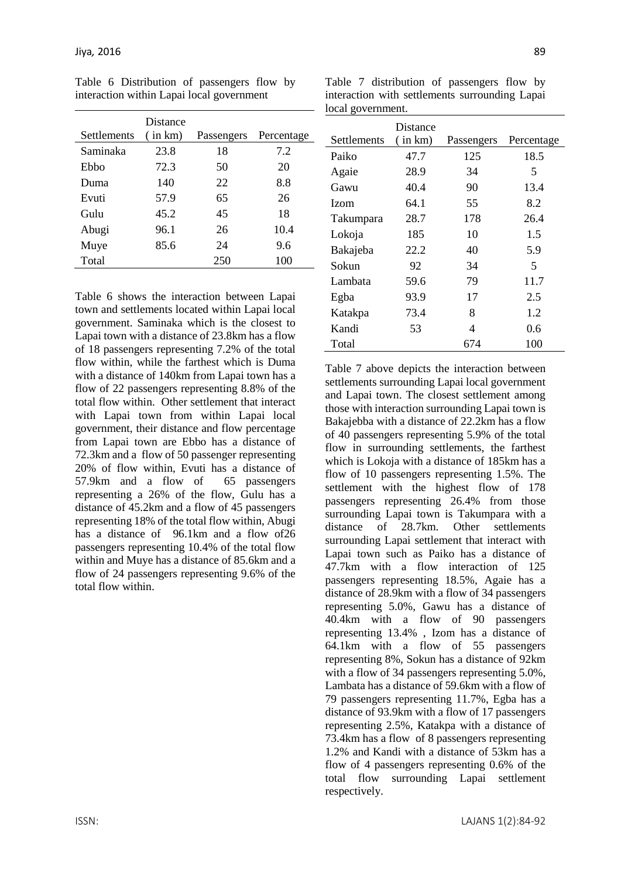Table 6 Distribution of passengers flow by interaction within Lapai local government

| Settlements | Distance ( in km) | Passengers | Percentage |
|---|---|---|---|
| Saminaka | 23.8 | 18 | 7.2 |
| Ebbo | 72.3 | 50 | 20 |
| Duma | 140 | 22 | 8.8 |
| Evuti | 57.9 | 65 | 26 |
| Gulu | 45.2 | 45 | 18 |
| Abugi | 96.1 | 26 | 10.4 |
| Muye | 85.6 | 24 | 9.6 |
| Total | | 250 | 100 |

Table 6 shows the interaction between Lapai town and settlements located within Lapai local government. Saminaka which is the closest to Lapai town with a distance of 23.8km has a flow of 18 passengers representing 7.2% of the total flow within, while the farthest which is Duma with a distance of 140km from Lapai town has a flow of 22 passengers representing 8.8% of the total flow within. Other settlement that interact with Lapai town from within Lapai local government, their distance and flow percentage from Lapai town are Ebbo has a distance of 72.3km and a flow of 50 passenger representing 20% of flow within, Evuti has a distance of 57.9km and a flow of 65 passengers representing a 26% of the flow, Gulu has a distance of 45.2km and a flow of 45 passengers representing 18% of the total flow within, Abugi has a distance of 96.1km and a flow of26 passengers representing 10.4% of the total flow within and Muye has a distance of 85.6km and a flow of 24 passengers representing 9.6% of the total flow within.

Table 7 distribution of passengers flow by interaction with settlements surrounding Lapai local government.

| Settlements | Distance ( in km) | Passengers | Percentage |
|---|---|---|---|
| Paiko | 47.7 | 125 | 18.5 |
| Agaie | 28.9 | 34 | 5 |
| Gawu | 40.4 | 90 | 13.4 |
| Izom | 64.1 | 55 | 8.2 |
| Takumpara | 28.7 | 178 | 26.4 |
| Lokoja | 185 | 10 | 1.5 |
| Bakajeba | 22.2 | 40 | 5.9 |
| Sokun | 92 | 34 | 5 |
| Lambata | 59.6 | 79 | 11.7 |
| Egba | 93.9 | 17 | 2.5 |
| Katakpa | 73.4 | 8 | 1.2 |
| Kandi | 53 | 4 | 0.6 |
| Total | | 674 | 100 |

Table 7 above depicts the interaction between settlements surrounding Lapai local government and Lapai town. The closest settlement among those with interaction surrounding Lapai town is Bakajebba with a distance of 22.2km has a flow of 40 passengers representing 5.9% of the total flow in surrounding settlements, the farthest which is Lokoja with a distance of 185km has a flow of 10 passengers representing 1.5%. The settlement with the highest flow of 178 passengers representing 26.4% from those surrounding Lapai town is Takumpara with a distance of 28.7km. Other settlements surrounding Lapai settlement that interact with Lapai town such as Paiko has a distance of 47.7km with a flow interaction of 125 passengers representing 18.5%, Agaie has a distance of 28.9km with a flow of 34 passengers representing 5.0%, Gawu has a distance of 40.4km with a flow of 90 passengers representing 13.4% , Izom has a distance of 64.1km with a flow of 55 passengers representing 8%, Sokun has a distance of 92km with a flow of 34 passengers representing 5.0%, Lambata has a distance of 59.6km with a flow of 79 passengers representing 11.7%, Egba has a distance of 93.9km with a flow of 17 passengers representing 2.5%, Katakpa with a distance of 73.4km has a flow of 8 passengers representing 1.2% and Kandi with a distance of 53km has a flow of 4 passengers representing 0.6% of the total flow surrounding Lapai settlement respectively.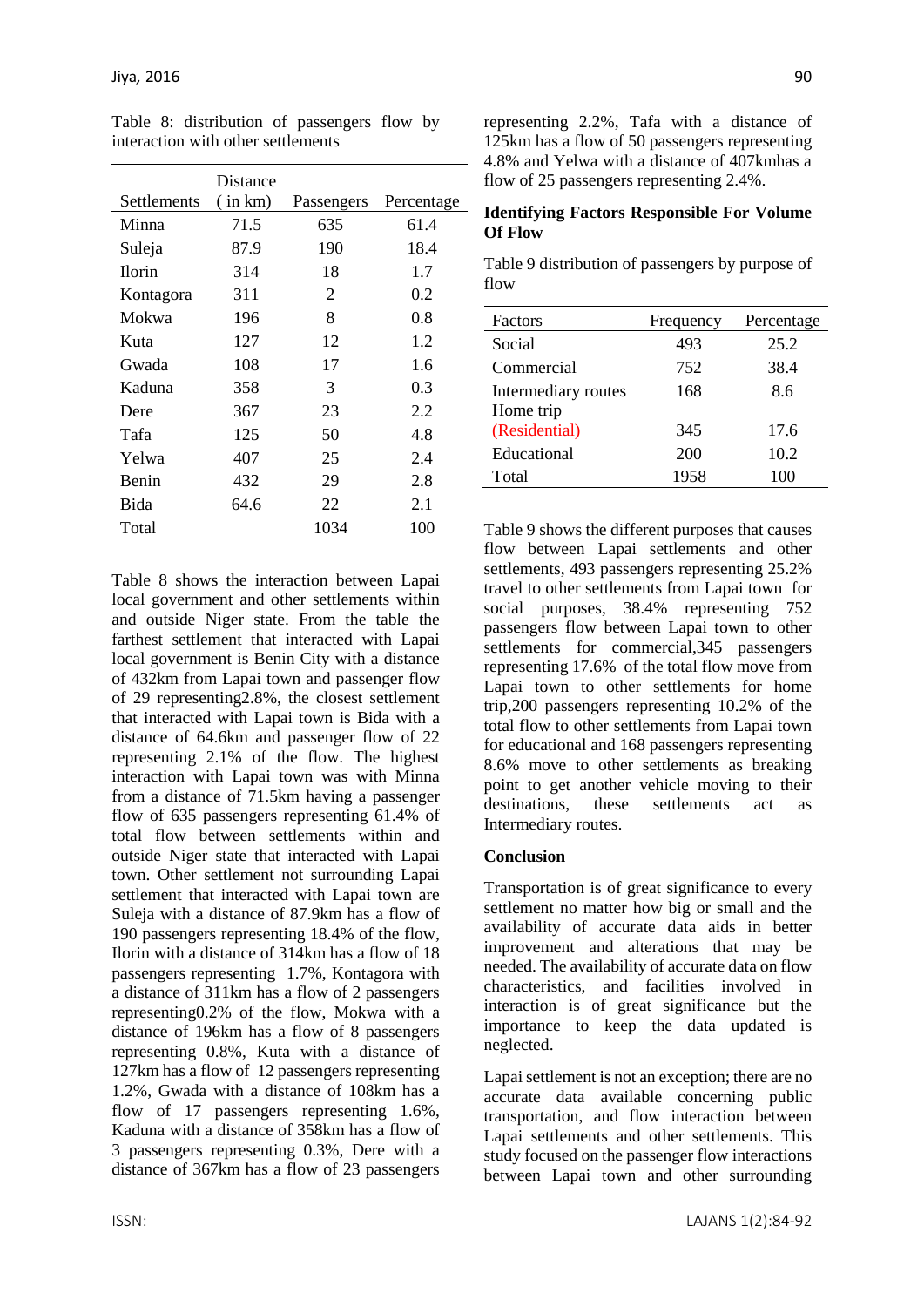Table 8: distribution of passengers flow by interaction with other settlements

| Settlements | Distance ( in km) | Passengers | Percentage |
|---|---|---|---|
| Minna | 71.5 | 635 | 61.4 |
| Suleja | 87.9 | 190 | 18.4 |
| Ilorin | 314 | 18 | 1.7 |
| Kontagora | 311 | 2 | 0.2 |
| Mokwa | 196 | 8 | 0.8 |
| Kuta | 127 | 12 | 1.2 |
| Gwada | 108 | 17 | 1.6 |
| Kaduna | 358 | 3 | 0.3 |
| Dere | 367 | 23 | 2.2 |
| Tafa | 125 | 50 | 4.8 |
| Yelwa | 407 | 25 | 2.4 |
| Benin | 432 | 29 | 2.8 |
| Bida | 64.6 | 22 | 2.1 |
| Total | | 1034 | 100 |

Table 8 shows the interaction between Lapai local government and other settlements within and outside Niger state. From the table the farthest settlement that interacted with Lapai local government is Benin City with a distance of 432km from Lapai town and passenger flow of 29 representing2.8%, the closest settlement that interacted with Lapai town is Bida with a distance of 64.6km and passenger flow of 22 representing 2.1% of the flow. The highest interaction with Lapai town was with Minna from a distance of 71.5km having a passenger flow of 635 passengers representing 61.4% of total flow between settlements within and outside Niger state that interacted with Lapai town. Other settlement not surrounding Lapai settlement that interacted with Lapai town are Suleja with a distance of 87.9km has a flow of 190 passengers representing 18.4% of the flow, Ilorin with a distance of 314km has a flow of 18 passengers representing 1.7%, Kontagora with a distance of 311km has a flow of 2 passengers representing0.2% of the flow, Mokwa with a distance of 196km has a flow of 8 passengers representing 0.8%, Kuta with a distance of 127km has a flow of 12 passengers representing 1.2%, Gwada with a distance of 108km has a flow of 17 passengers representing 1.6%, Kaduna with a distance of 358km has a flow of 3 passengers representing 0.3%, Dere with a distance of 367km has a flow of 23 passengers representing 2.2%, Tafa with a distance of 125km has a flow of 50 passengers representing 4.8% and Yelwa with a distance of 407kmhas a flow of 25 passengers representing 2.4%.

**Identifying Factors Responsible For Volume Of Flow**

Table 9 distribution of passengers by purpose of flow

| Factors | Frequency | Percentage |
|---|---|---|
| Social | 493 | 25.2 |
| Commercial | 752 | 38.4 |
| Intermediary routes | 168 | 8.6 |
| Home trip (Residential) | 345 | 17.6 |
| Educational | 200 | 10.2 |
| Total | 1958 | 100 |

Table 9 shows the different purposes that causes flow between Lapai settlements and other settlements, 493 passengers representing 25.2% travel to other settlements from Lapai town for social purposes, 38.4% representing 752 passengers flow between Lapai town to other settlements for commercial,345 passengers representing 17.6% of the total flow move from Lapai town to other settlements for home trip,200 passengers representing 10.2% of the total flow to other settlements from Lapai town for educational and 168 passengers representing 8.6% move to other settlements as breaking point to get another vehicle moving to their destinations, these settlements act as Intermediary routes.

**Conclusion**

Transportation is of great significance to every settlement no matter how big or small and the availability of accurate data aids in better improvement and alterations that may be needed. The availability of accurate data on flow characteristics, and facilities involved in interaction is of great significance but the importance to keep the data updated is neglected.

Lapai settlement is not an exception; there are no accurate data available concerning public transportation, and flow interaction between Lapai settlements and other settlements. This study focused on the passenger flow interactions between Lapai town and other surrounding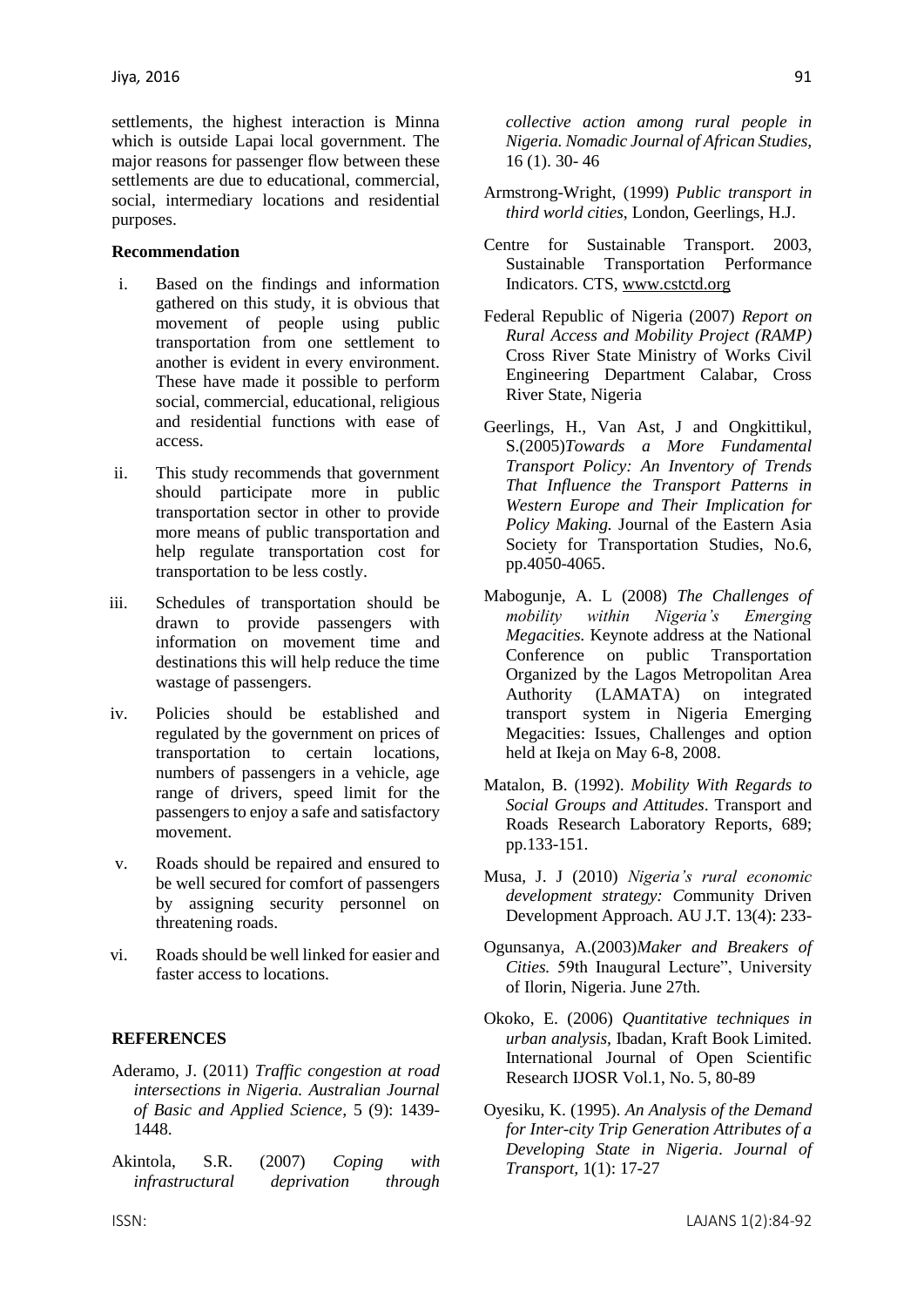settlements, the highest interaction is Minna which is outside Lapai local government. The major reasons for passenger flow between these settlements are due to educational, commercial, social, intermediary locations and residential purposes.

## Recommendation

i. Based on the findings and information gathered on this study, it is obvious that movement of people using public transportation from one settlement to another is evident in every environment. These have made it possible to perform social, commercial, educational, religious and residential functions with ease of access.

ii. This study recommends that government should participate more in public transportation sector in other to provide more means of public transportation and help regulate transportation cost for transportation to be less costly.

iii. Schedules of transportation should be drawn to provide passengers with information on movement time and destinations this will help reduce the time wastage of passengers.

iv. Policies should be established and regulated by the government on prices of transportation to certain locations, numbers of passengers in a vehicle, age range of drivers, speed limit for the passengers to enjoy a safe and satisfactory movement.

v. Roads should be repaired and ensured to be well secured for comfort of passengers by assigning security personnel on threatening roads.

vi. Roads should be well linked for easier and faster access to locations.

## REFERENCES

Aderamo, J. (2011) *Traffic congestion at road intersections in Nigeria. Australian Journal of Basic and Applied Science,* 5 (9): 1439-1448.

Akintola, S.R. (2007) *Coping with infrastructural deprivation through collective action among rural people in Nigeria. Nomadic Journal of African Studies,* 16 (1). 30- 46

Armstrong-Wright, (1999) *Public transport in third world cities*, London, Geerlings, H.J.

Centre for Sustainable Transport. 2003, Sustainable Transportation Performance Indicators. CTS, www.cstctd.org

Federal Republic of Nigeria (2007) *Report on Rural Access and Mobility Project (RAMP)* Cross River State Ministry of Works Civil Engineering Department Calabar, Cross River State, Nigeria

Geerlings, H., Van Ast, J and Ongkittikul, S.(2005)*Towards a More Fundamental Transport Policy: An Inventory of Trends That Influence the Transport Patterns in Western Europe and Their Implication for Policy Making.* Journal of the Eastern Asia Society for Transportation Studies, No.6, pp.4050-4065.

Mabogunje, A. L (2008) *The Challenges of mobility within Nigeria's Emerging Megacities.* Keynote address at the National Conference on public Transportation Organized by the Lagos Metropolitan Area Authority (LAMATA) on integrated transport system in Nigeria Emerging Megacities: Issues, Challenges and option held at Ikeja on May 6-8, 2008.

Matalon, B. (1992). *Mobility With Regards to Social Groups and Attitudes*. Transport and Roads Research Laboratory Reports, 689; pp.133-151.

Musa, J. J (2010) *Nigeria's rural economic development strategy: C*ommunity Driven Development Approach. AU J.T. 13(4): 233-

Ogunsanya, A.(2003)*Maker and Breakers of Cities.* 59th Inaugural Lecture", University of Ilorin, Nigeria. June 27th.

Okoko, E. (2006) *Quantitative techniques in urban analysis,* Ibadan, Kraft Book Limited. International Journal of Open Scientific Research IJOSR Vol.1, No. 5, 80-89

Oyesiku, K. (1995). *An Analysis of the Demand for Inter-city Trip Generation Attributes of a Developing State in Nigeria*. *Journal of Transport,* 1(1): 17-27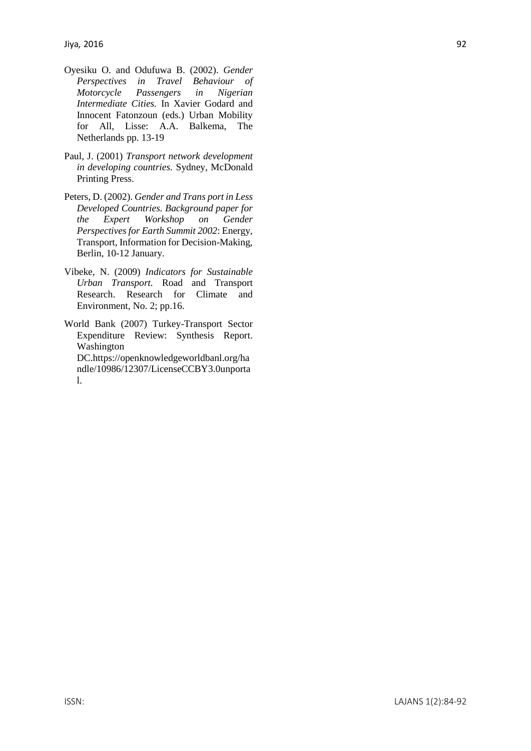Oyesiku O. and Odufuwa B. (2002). *Gender Perspectives in Travel Behaviour of Motorcycle Passengers in Nigerian Intermediate Cities.* In Xavier Godard and Innocent Fatonzoun (eds.) Urban Mobility for All, Lisse: A.A. Balkema, The Netherlands pp. 13-19

Paul, J. (2001) *Transport network development in developing countries.* Sydney, McDonald Printing Press.

Peters, D. (2002). *Gender and Trans port in Less Developed Countries. Background paper for the Expert Workshop on Gender Perspectives for Earth Summit 2002*: Energy, Transport, Information for Decision-Making, Berlin, 10-12 January.

Vibeke, N. (2009) *Indicators for Sustainable Urban Transport*. Road and Transport Research. Research for Climate and Environment, No. 2; pp.16.

World Bank (2007) Turkey-Transport Sector Expenditure Review: Synthesis Report. Washington DC.https://openknowledgeworldbanl.org/handle/10986/12307/LicenseCCBY3.0unportal.